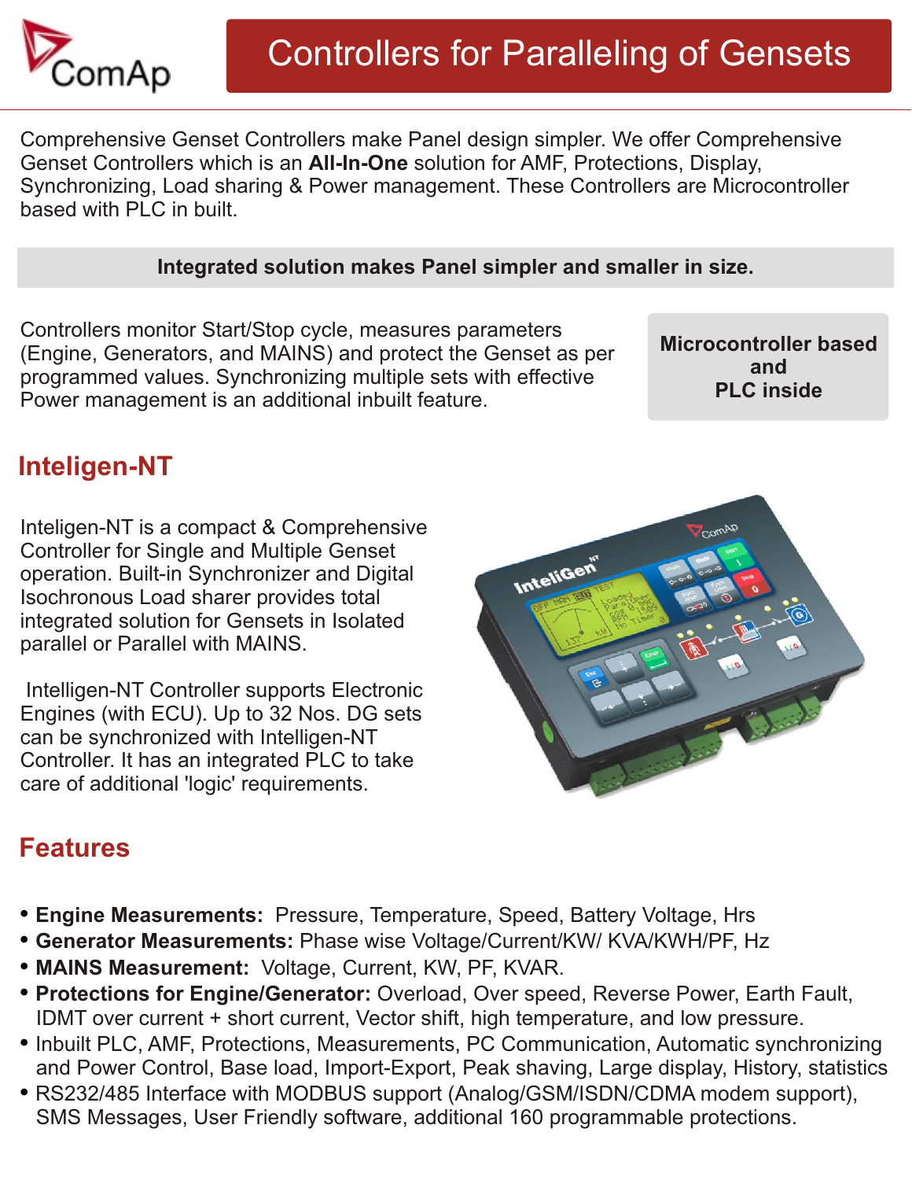# Controllers for Paralleling of Gensets

Comprehensive Genset Controllers make Panel design simpler. We offer Comprehensive Genset Controllers which is an **All-In-One** solution for AMF, Protections, Display, Synchronizing, Load sharing & Power management. These Controllers are Microcontroller based with PLC in built.

**Integrated solution makes Panel simpler and smaller in size.**

Controllers monitor Start/Stop cycle, measures parameters (Engine, Generators, and MAINS) and protect the Genset as per programmed values. Synchronizing multiple sets with effective Power management is an additional inbuilt feature.

**Microcontroller based and PLC inside**

## Inteligen-NT

Inteligen-NT is a compact & Comprehensive Controller for Single and Multiple Genset operation. Built-in Synchronizer and Digital Isochronous Load sharer provides total integrated solution for Gensets in Isolated parallel or Parallel with MAINS.

Intelligen-NT Controller supports Electronic Engines (with ECU). Up to 32 Nos. DG sets can be synchronized with Intelligen-NT Controller. It has an integrated PLC to take care of additional 'logic' requirements.

## Features

- **Engine Measurements:** Pressure, Temperature, Speed, Battery Voltage, Hrs
- **Generator Measurements:** Phase wise Voltage/Current/KW/ KVA/KWH/PF, Hz
- **MAINS Measurement:** Voltage, Current, KW, PF, KVAR.
- **Protections for Engine/Generator:** Overload, Over speed, Reverse Power, Earth Fault, IDMT over current + short current, Vector shift, high temperature, and low pressure.
- Inbuilt PLC, AMF, Protections, Measurements, PC Communication, Automatic synchronizing and Power Control, Base load, Import-Export, Peak shaving, Large display, History, statistics
- RS232/485 Interface with MODBUS support (Analog/GSM/ISDN/CDMA modem support), SMS Messages, User Friendly software, additional 160 programmable protections.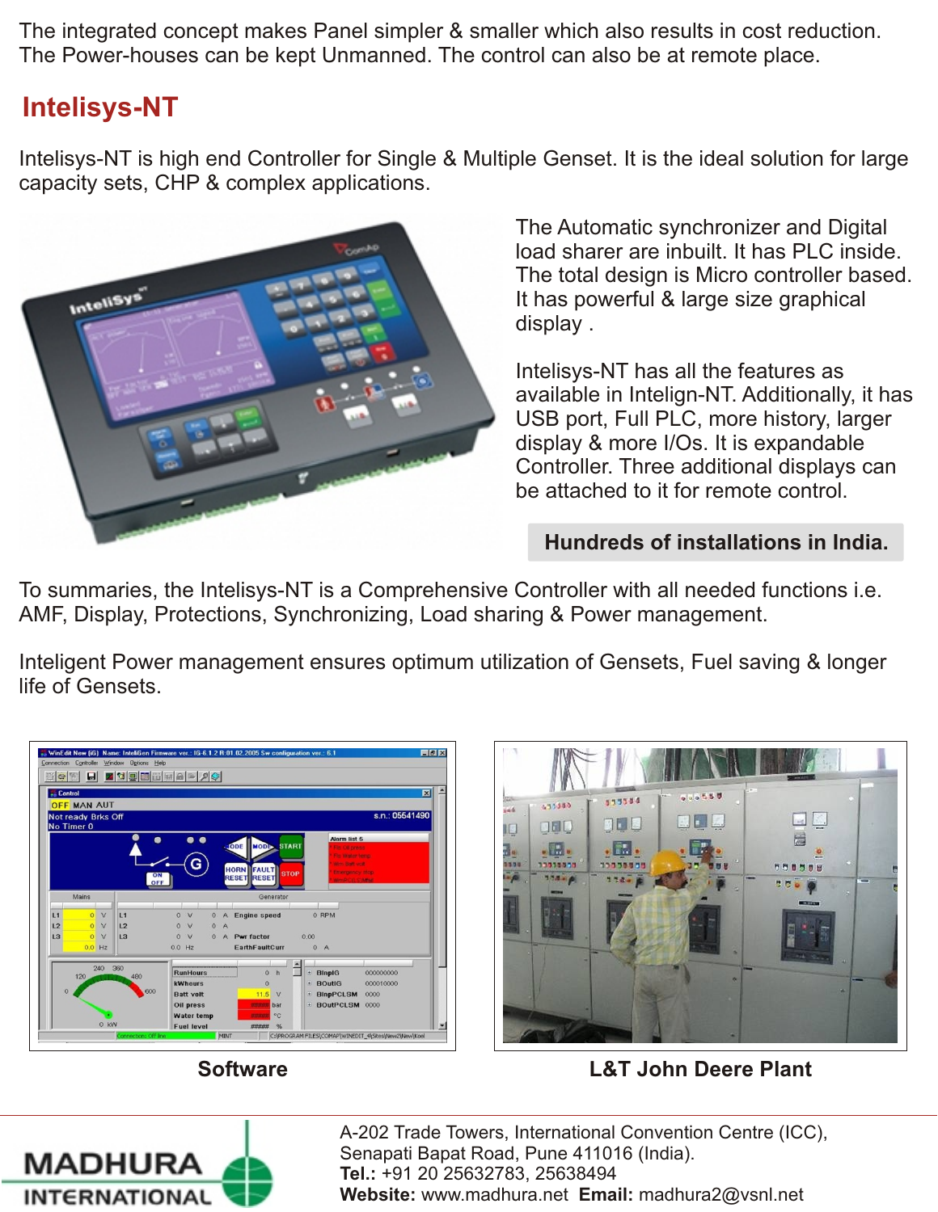The integrated concept makes Panel simpler & smaller which also results in cost reduction. The Power-houses can be kept Unmanned. The control can also be at remote place.

## Intelisys-NT

Intelisys-NT is high end Controller for Single & Multiple Genset. It is the ideal solution for large capacity sets, CHP & complex applications.

The Automatic synchronizer and Digital load sharer are inbuilt. It has PLC inside. The total design is Micro controller based. It has powerful & large size graphical display .

Intelisys-NT has all the features as available in Intelign-NT. Additionally, it has USB port, Full PLC, more history, larger display & more I/Os. It is expandable Controller. Three additional displays can be attached to it for remote control.

**Hundreds of installations in India.**

To summaries, the Intelisys-NT is a Comprehensive Controller with all needed functions i.e. AMF, Display, Protections, Synchronizing, Load sharing & Power management.

Inteligent Power management ensures optimum utilization of Gensets, Fuel saving & longer life of Gensets.

**Software**

**L&T John Deere Plant**

MADHURA INTERNATIONAL

A-202 Trade Towers, International Convention Centre (ICC), Senapati Bapat Road, Pune 411016 (India).
**Tel.:** +91 20 25632783, 25638494
**Website:** www.madhura.net **Email:** madhura2@vsnl.net